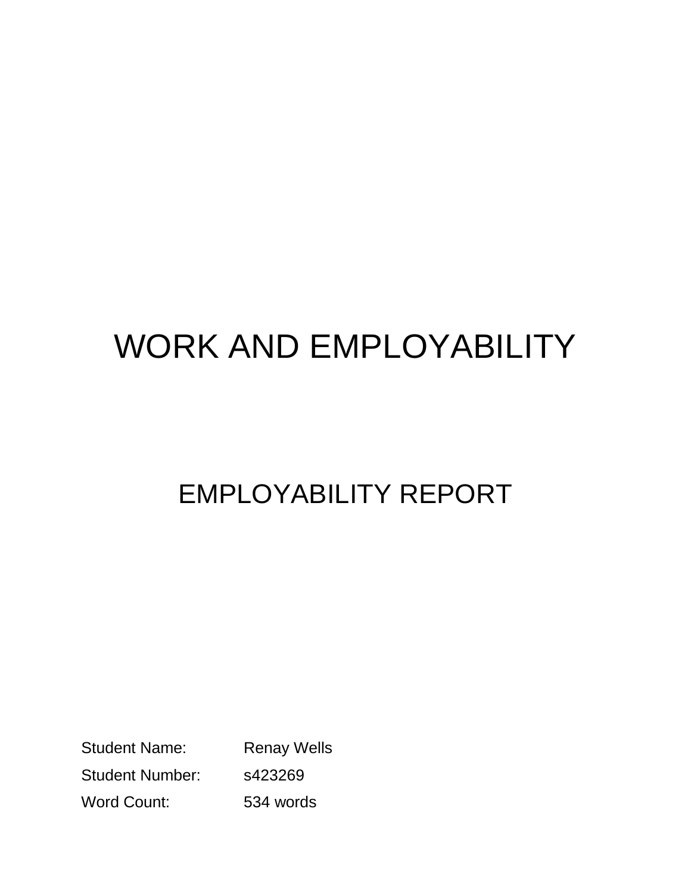# WORK AND EMPLOYABILITY

## EMPLOYABILITY REPORT

| | |
|---|---|
| Student Name: | Renay Wells |
| Student Number: | s423269 |
| Word Count: | 534 words |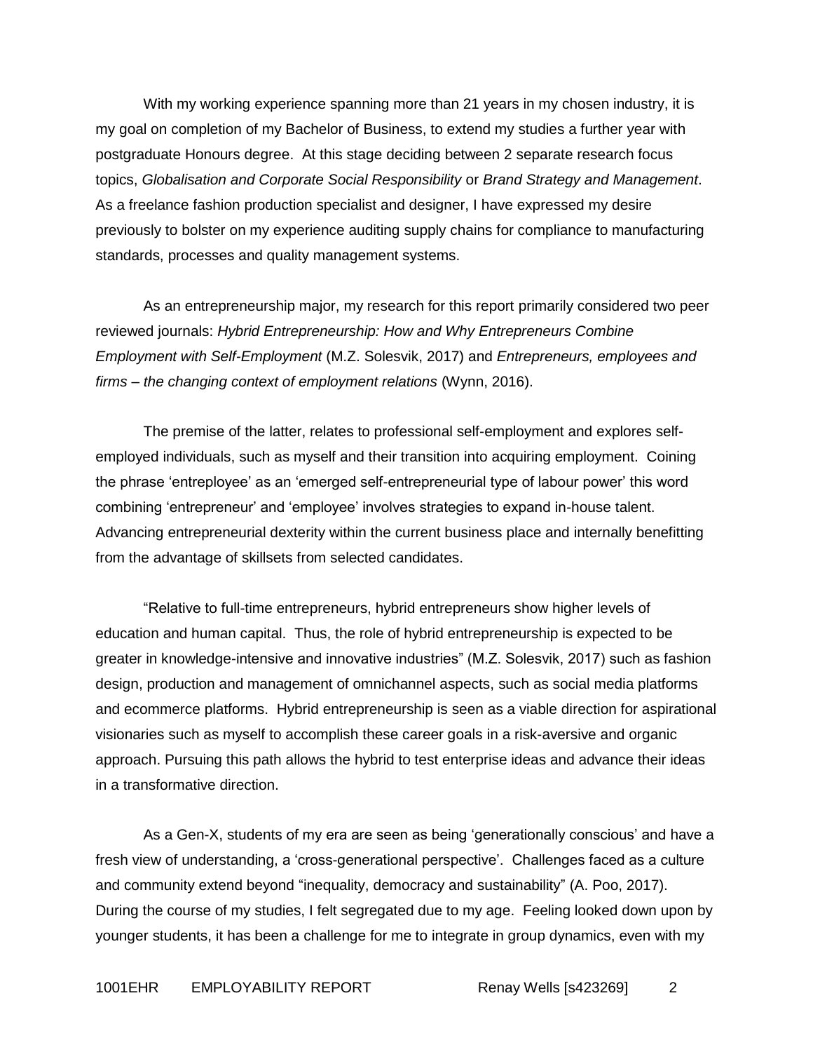With my working experience spanning more than 21 years in my chosen industry, it is my goal on completion of my Bachelor of Business, to extend my studies a further year with postgraduate Honours degree. At this stage deciding between 2 separate research focus topics, *Globalisation and Corporate Social Responsibility* or *Brand Strategy and Management*. As a freelance fashion production specialist and designer, I have expressed my desire previously to bolster on my experience auditing supply chains for compliance to manufacturing standards, processes and quality management systems.

As an entrepreneurship major, my research for this report primarily considered two peer reviewed journals: *Hybrid Entrepreneurship: How and Why Entrepreneurs Combine Employment with Self-Employment* (M.Z. Solesvik, 2017) and *Entrepreneurs, employees and firms – the changing context of employment relations* (Wynn, 2016).

The premise of the latter, relates to professional self-employment and explores self-employed individuals, such as myself and their transition into acquiring employment. Coining the phrase 'entrepleyee' as an 'emerged self-entrepreneurial type of labour power' this word combining 'entrepreneur' and 'employee' involves strategies to expand in-house talent. Advancing entrepreneurial dexterity within the current business place and internally benefitting from the advantage of skillsets from selected candidates.

"Relative to full-time entrepreneurs, hybrid entrepreneurs show higher levels of education and human capital. Thus, the role of hybrid entrepreneurship is expected to be greater in knowledge-intensive and innovative industries" (M.Z. Solesvik, 2017) such as fashion design, production and management of omnichannel aspects, such as social media platforms and ecommerce platforms. Hybrid entrepreneurship is seen as a viable direction for aspirational visionaries such as myself to accomplish these career goals in a risk-aversive and organic approach. Pursuing this path allows the hybrid to test enterprise ideas and advance their ideas in a transformative direction.

As a Gen-X, students of my era are seen as being 'generationally conscious' and have a fresh view of understanding, a 'cross-generational perspective'. Challenges faced as a culture and community extend beyond "inequality, democracy and sustainability" (A. Poo, 2017). During the course of my studies, I felt segregated due to my age. Feeling looked down upon by younger students, it has been a challenge for me to integrate in group dynamics, even with my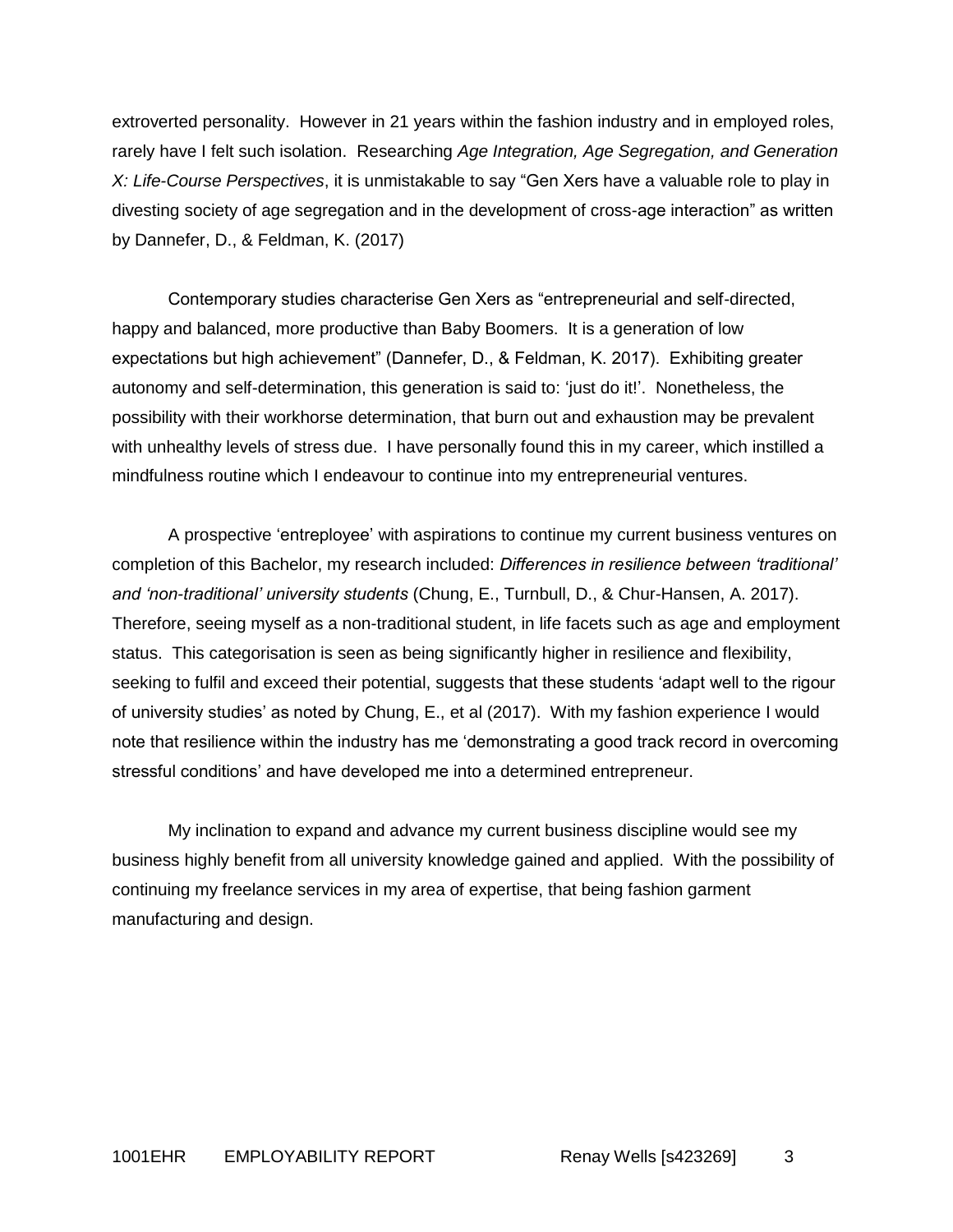extroverted personality. However in 21 years within the fashion industry and in employed roles, rarely have I felt such isolation. Researching *Age Integration, Age Segregation, and Generation X: Life-Course Perspectives*, it is unmistakable to say "Gen Xers have a valuable role to play in divesting society of age segregation and in the development of cross-age interaction" as written by Dannefer, D., & Feldman, K. (2017)

Contemporary studies characterise Gen Xers as "entrepreneurial and self-directed, happy and balanced, more productive than Baby Boomers. It is a generation of low expectations but high achievement" (Dannefer, D., & Feldman, K. 2017). Exhibiting greater autonomy and self-determination, this generation is said to: 'just do it!'. Nonetheless, the possibility with their workhorse determination, that burn out and exhaustion may be prevalent with unhealthy levels of stress due. I have personally found this in my career, which instilled a mindfulness routine which I endeavour to continue into my entrepreneurial ventures.

A prospective 'entreployee' with aspirations to continue my current business ventures on completion of this Bachelor, my research included: *Differences in resilience between 'traditional' and 'non-traditional' university students* (Chung, E., Turnbull, D., & Chur-Hansen, A. 2017). Therefore, seeing myself as a non-traditional student, in life facets such as age and employment status. This categorisation is seen as being significantly higher in resilience and flexibility, seeking to fulfil and exceed their potential, suggests that these students 'adapt well to the rigour of university studies' as noted by Chung, E., et al (2017). With my fashion experience I would note that resilience within the industry has me 'demonstrating a good track record in overcoming stressful conditions' and have developed me into a determined entrepreneur.

My inclination to expand and advance my current business discipline would see my business highly benefit from all university knowledge gained and applied. With the possibility of continuing my freelance services in my area of expertise, that being fashion garment manufacturing and design.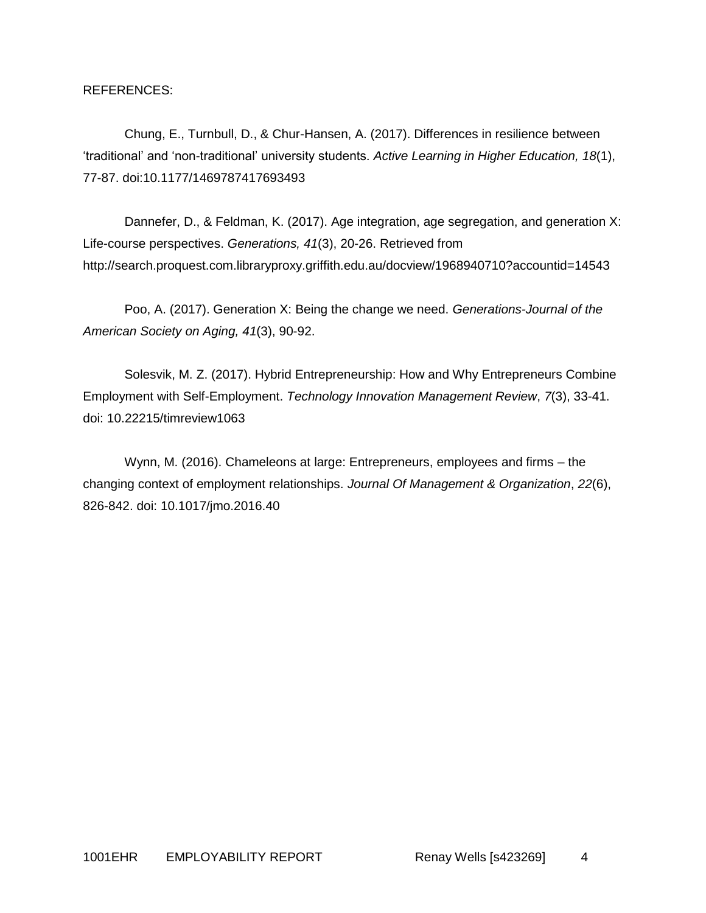REFERENCES:

Chung, E., Turnbull, D., & Chur-Hansen, A. (2017). Differences in resilience between 'traditional' and 'non-traditional' university students. *Active Learning in Higher Education, 18*(1), 77-87. doi:10.1177/1469787417693493

Dannefer, D., & Feldman, K. (2017). Age integration, age segregation, and generation X: Life-course perspectives. *Generations, 41*(3), 20-26. Retrieved from http://search.proquest.com.libraryproxy.griffith.edu.au/docview/1968940710?accountid=14543

Poo, A. (2017). Generation X: Being the change we need. *Generations-Journal of the American Society on Aging, 41*(3), 90-92.

Solesvik, M. Z. (2017). Hybrid Entrepreneurship: How and Why Entrepreneurs Combine Employment with Self-Employment. *Technology Innovation Management Review*, *7*(3), 33-41. doi: 10.22215/timreview1063

Wynn, M. (2016). Chameleons at large: Entrepreneurs, employees and firms – the changing context of employment relationships. *Journal Of Management & Organization*, *22*(6), 826-842. doi: 10.1017/jmo.2016.40